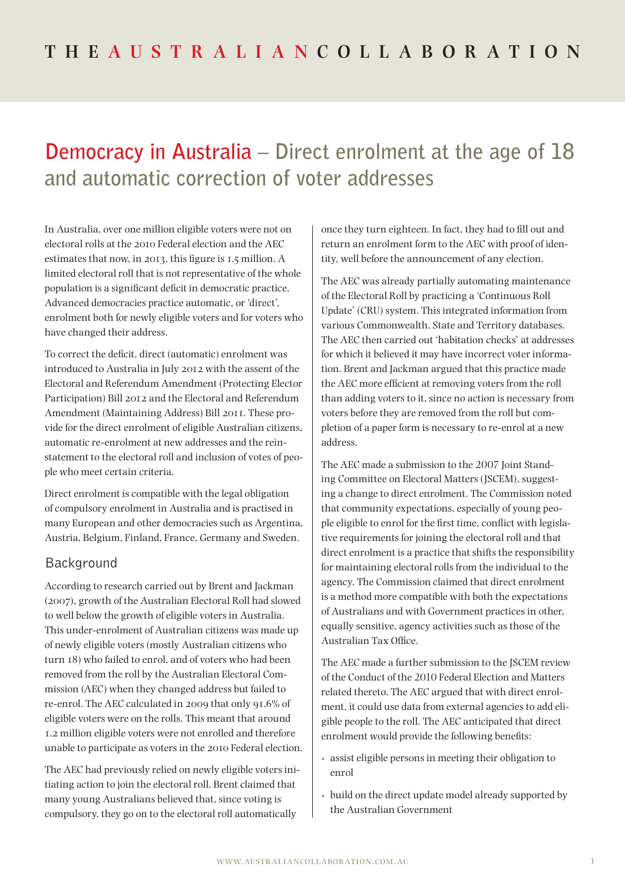THE AUSTRALIAN COLLABORATION

# Democracy in Australia – Direct enrolment at the age of 18 and automatic correction of voter addresses

In Australia, over one million eligible voters were not on electoral rolls at the 2010 Federal election and the AEC estimates that now, in 2013, this figure is 1.5 million. A limited electoral roll that is not representative of the whole population is a significant deficit in democratic practice. Advanced democracies practice automatic, or 'direct', enrolment both for newly eligible voters and for voters who have changed their address.

To correct the deficit, direct (automatic) enrolment was introduced to Australia in July 2012 with the assent of the Electoral and Referendum Amendment (Protecting Elector Participation) Bill 2012 and the Electoral and Referendum Amendment (Maintaining Address) Bill 2011. These provide for the direct enrolment of eligible Australian citizens, automatic re-enrolment at new addresses and the reinstatement to the electoral roll and inclusion of votes of people who meet certain criteria.

Direct enrolment is compatible with the legal obligation of compulsory enrolment in Australia and is practised in many European and other democracies such as Argentina, Austria, Belgium, Finland, France, Germany and Sweden.

## Background

According to research carried out by Brent and Jackman (2007), growth of the Australian Electoral Roll had slowed to well below the growth of eligible voters in Australia. This under-enrolment of Australian citizens was made up of newly eligible voters (mostly Australian citizens who turn 18) who failed to enrol, and of voters who had been removed from the roll by the Australian Electoral Commission (AEC) when they changed address but failed to re-enrol. The AEC calculated in 2009 that only 91.6% of eligible voters were on the rolls. This meant that around 1.2 million eligible voters were not enrolled and therefore unable to participate as voters in the 2010 Federal election.

The AEC had previously relied on newly eligible voters initiating action to join the electoral roll. Brent claimed that many young Australians believed that, since voting is compulsory, they go on to the electoral roll automatically once they turn eighteen. In fact, they had to fill out and return an enrolment form to the AEC with proof of identity, well before the announcement of any election.

The AEC was already partially automating maintenance of the Electoral Roll by practicing a 'Continuous Roll Update' (CRU) system. This integrated information from various Commonwealth, State and Territory databases. The AEC then carried out 'habitation checks' at addresses for which it believed it may have incorrect voter information. Brent and Jackman argued that this practice made the AEC more efficient at removing voters from the roll than adding voters to it, since no action is necessary from voters before they are removed from the roll but completion of a paper form is necessary to re-enrol at a new address.

The AEC made a submission to the 2007 Joint Standing Committee on Electoral Matters (JSCEM), suggesting a change to direct enrolment. The Commission noted that community expectations, especially of young people eligible to enrol for the first time, conflict with legislative requirements for joining the electoral roll and that direct enrolment is a practice that shifts the responsibility for maintaining electoral rolls from the individual to the agency. The Commission claimed that direct enrolment is a method more compatible with both the expectations of Australians and with Government practices in other, equally sensitive, agency activities such as those of the Australian Tax Office.

The AEC made a further submission to the JSCEM review of the Conduct of the 2010 Federal Election and Matters related thereto. The AEC argued that with direct enrolment, it could use data from external agencies to add eligible people to the roll. The AEC anticipated that direct enrolment would provide the following benefits:

- assist eligible persons in meeting their obligation to enrol
- build on the direct update model already supported by the Australian Government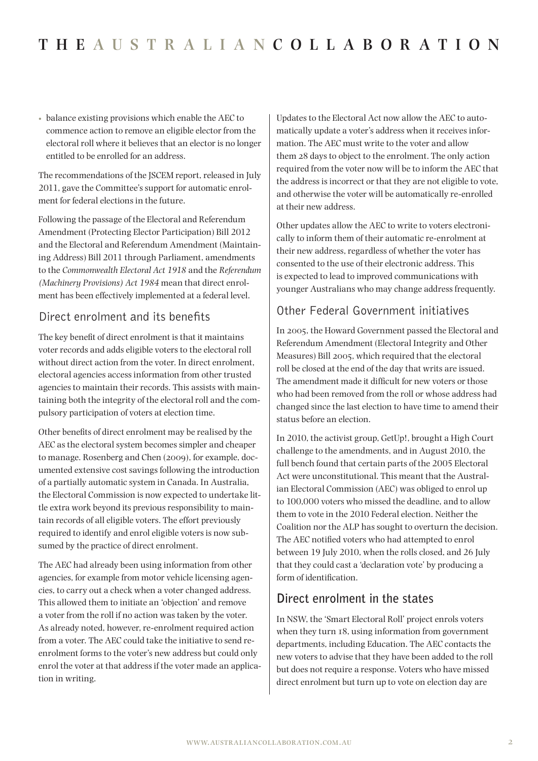- balance existing provisions which enable the AEC to commence action to remove an eligible elector from the electoral roll where it believes that an elector is no longer entitled to be enrolled for an address.

The recommendations of the JSCEM report, released in July 2011, gave the Committee's support for automatic enrolment for federal elections in the future.

Following the passage of the Electoral and Referendum Amendment (Protecting Elector Participation) Bill 2012 and the Electoral and Referendum Amendment (Maintaining Address) Bill 2011 through Parliament, amendments to the *Commonwealth Electoral Act 1918* and the *Referendum (Machinery Provisions) Act 1984* mean that direct enrolment has been effectively implemented at a federal level.

## Direct enrolment and its benefits

The key benefit of direct enrolment is that it maintains voter records and adds eligible voters to the electoral roll without direct action from the voter. In direct enrolment, electoral agencies access information from other trusted agencies to maintain their records. This assists with maintaining both the integrity of the electoral roll and the compulsory participation of voters at election time.

Other benefits of direct enrolment may be realised by the AEC as the electoral system becomes simpler and cheaper to manage. Rosenberg and Chen (2009), for example, documented extensive cost savings following the introduction of a partially automatic system in Canada. In Australia, the Electoral Commission is now expected to undertake little extra work beyond its previous responsibility to maintain records of all eligible voters. The effort previously required to identify and enrol eligible voters is now subsumed by the practice of direct enrolment.

The AEC had already been using information from other agencies, for example from motor vehicle licensing agencies, to carry out a check when a voter changed address. This allowed them to initiate an 'objection' and remove a voter from the roll if no action was taken by the voter. As already noted, however, re-enrolment required action from a voter. The AEC could take the initiative to send re-enrolment forms to the voter's new address but could only enrol the voter at that address if the voter made an application in writing.

Updates to the Electoral Act now allow the AEC to automatically update a voter's address when it receives information. The AEC must write to the voter and allow them 28 days to object to the enrolment. The only action required from the voter now will be to inform the AEC that the address is incorrect or that they are not eligible to vote, and otherwise the voter will be automatically re-enrolled at their new address.

Other updates allow the AEC to write to voters electronically to inform them of their automatic re-enrolment at their new address, regardless of whether the voter has consented to the use of their electronic address. This is expected to lead to improved communications with younger Australians who may change address frequently.

## Other Federal Government initiatives

In 2005, the Howard Government passed the Electoral and Referendum Amendment (Electoral Integrity and Other Measures) Bill 2005, which required that the electoral roll be closed at the end of the day that writs are issued. The amendment made it difficult for new voters or those who had been removed from the roll or whose address had changed since the last election to have time to amend their status before an election.

In 2010, the activist group, GetUp!, brought a High Court challenge to the amendments, and in August 2010, the full bench found that certain parts of the 2005 Electoral Act were unconstitutional. This meant that the Australian Electoral Commission (AEC) was obliged to enrol up to 100,000 voters who missed the deadline, and to allow them to vote in the 2010 Federal election. Neither the Coalition nor the ALP has sought to overturn the decision. The AEC notified voters who had attempted to enrol between 19 July 2010, when the rolls closed, and 26 July that they could cast a 'declaration vote' by producing a form of identification.

## Direct enrolment in the states

In NSW, the 'Smart Electoral Roll' project enrols voters when they turn 18, using information from government departments, including Education. The AEC contacts the new voters to advise that they have been added to the roll but does not require a response. Voters who have missed direct enrolment but turn up to vote on election day are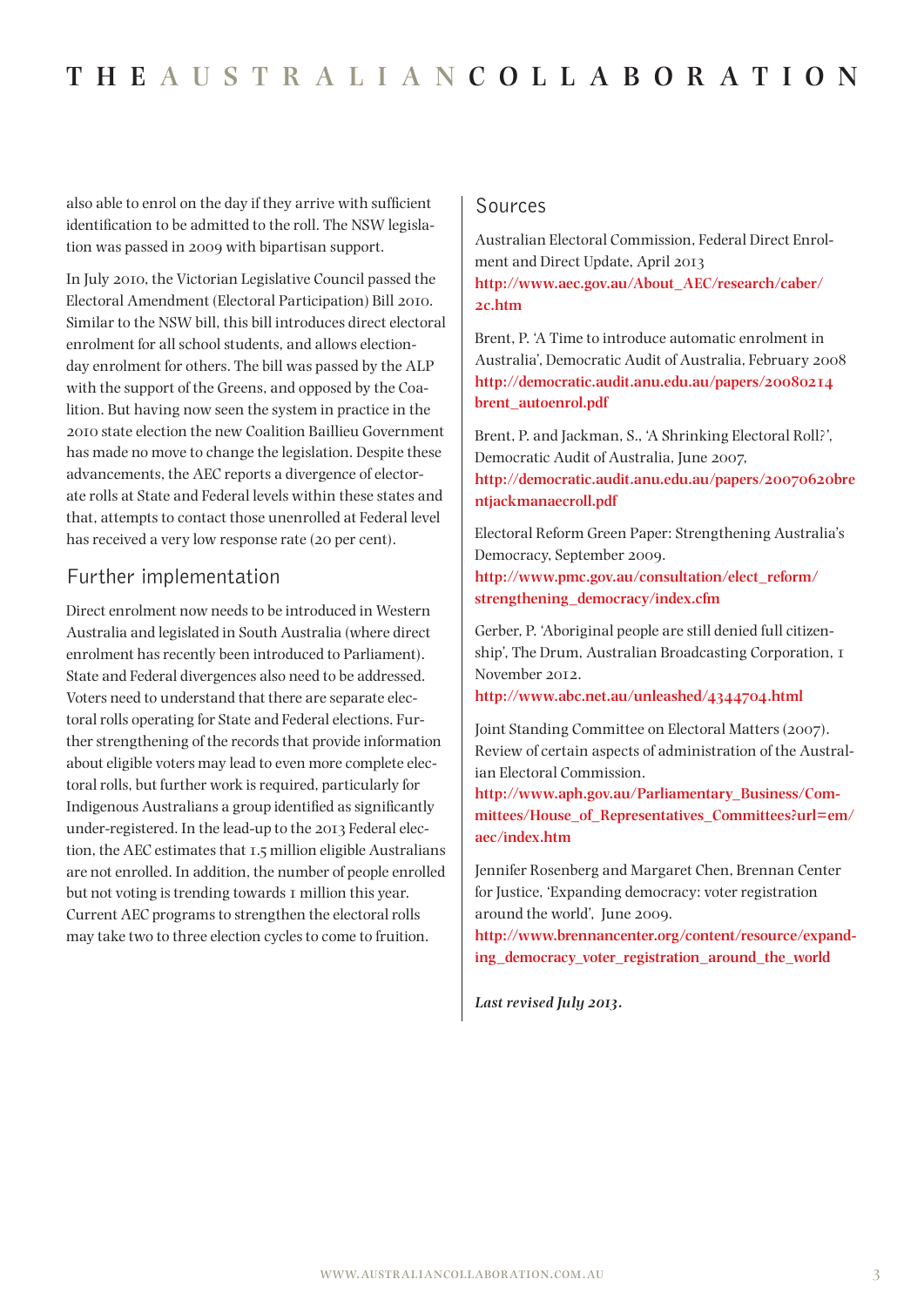also able to enrol on the day if they arrive with sufficient identification to be admitted to the roll. The NSW legislation was passed in 2009 with bipartisan support.

In July 2010, the Victorian Legislative Council passed the Electoral Amendment (Electoral Participation) Bill 2010. Similar to the NSW bill, this bill introduces direct electoral enrolment for all school students, and allows election-day enrolment for others. The bill was passed by the ALP with the support of the Greens, and opposed by the Coalition. But having now seen the system in practice in the 2010 state election the new Coalition Baillieu Government has made no move to change the legislation. Despite these advancements, the AEC reports a divergence of electorate rolls at State and Federal levels within these states and that, attempts to contact those unenrolled at Federal level has received a very low response rate (20 per cent).

## Further implementation

Direct enrolment now needs to be introduced in Western Australia and legislated in South Australia (where direct enrolment has recently been introduced to Parliament). State and Federal divergences also need to be addressed. Voters need to understand that there are separate electoral rolls operating for State and Federal elections. Further strengthening of the records that provide information about eligible voters may lead to even more complete electoral rolls, but further work is required, particularly for Indigenous Australians a group identified as significantly under-registered. In the lead-up to the 2013 Federal election, the AEC estimates that 1.5 million eligible Australians are not enrolled. In addition, the number of people enrolled but not voting is trending towards 1 million this year. Current AEC programs to strengthen the electoral rolls may take two to three election cycles to come to fruition.

## Sources

Australian Electoral Commission, Federal Direct Enrolment and Direct Update, April 2013
**http://www.aec.gov.au/About_AEC/research/caber/2c.htm**

Brent, P. 'A Time to introduce automatic enrolment in Australia', Democratic Audit of Australia, February 2008
**http://democratic.audit.anu.edu.au/papers/20080214brent_autoenrol.pdf**

Brent, P. and Jackman, S., 'A Shrinking Electoral Roll?', Democratic Audit of Australia, June 2007,
**http://democratic.audit.anu.edu.au/papers/20070620brentjackmanaecroll.pdf**

Electoral Reform Green Paper: Strengthening Australia's Democracy, September 2009.
**http://www.pmc.gov.au/consultation/elect_reform/strengthening_democracy/index.cfm**

Gerber, P. 'Aboriginal people are still denied full citizenship', The Drum, Australian Broadcasting Corporation, 1 November 2012.
**http://www.abc.net.au/unleashed/4344704.html**

Joint Standing Committee on Electoral Matters (2007). Review of certain aspects of administration of the Australian Electoral Commission.
**http://www.aph.gov.au/Parliamentary_Business/Committees/House_of_Representatives_Committees?url=em/aec/index.htm**

Jennifer Rosenberg and Margaret Chen, Brennan Center for Justice, 'Expanding democracy: voter registration around the world', June 2009.
**http://www.brennancenter.org/content/resource/expanding_democracy_voter_registration_around_the_world**

***Last revised July 2013.***